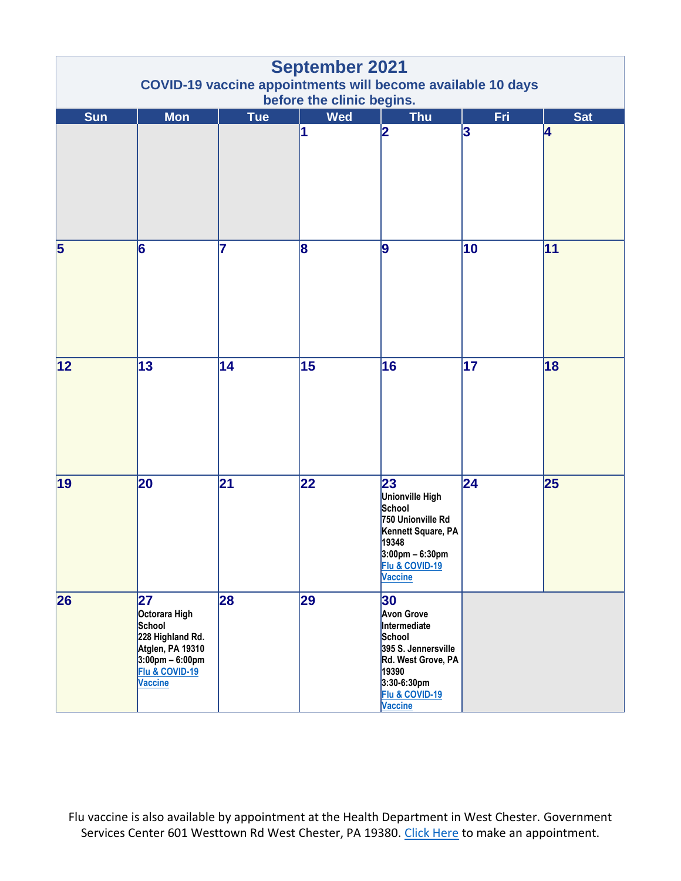# September 2021

**COVID-19 vaccine appointments will become available 10 days before the clinic begins.**

| Sun | Mon | Tue | Wed | Thu | Fri | Sat |
|---|---|---|---|---|---|---|
| | | | 1 | 2 | 3 | 4 |
| 5 | 6 | 7 | 8 | 9 | 10 | 11 |
| 12 | 13 | 14 | 15 | 16 | 17 | 18 |
| 19 | 20 | 21 | 22 | 23<br>Unionville High School<br>750 Unionville Rd Kennett Square, PA 19348<br>3:00pm – 6:30pm<br>Flu & COVID-19 Vaccine | 24 | 25 |
| 26 | 27<br>Octorara High School<br>228 Highland Rd. Atglen, PA 19310<br>3:00pm – 6:00pm<br>Flu & COVID-19 Vaccine | 28 | 29 | 30<br>Avon Grove Intermediate School<br>395 S. Jennersville Rd. West Grove, PA 19390<br>3:30-6:30pm<br>Flu & COVID-19 Vaccine | | |

Flu vaccine is also available by appointment at the Health Department in West Chester. Government Services Center 601 Westtown Rd West Chester, PA 19380. Click Here to make an appointment.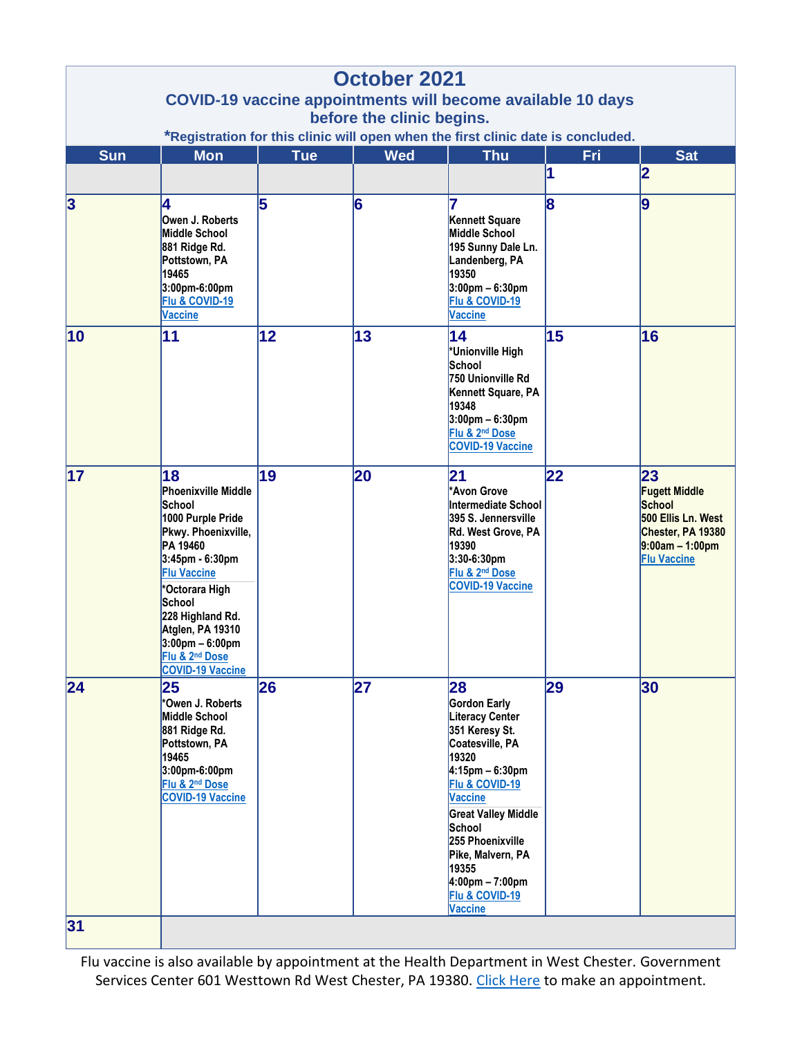# October 2021

**COVID-19 vaccine appointments will become available 10 days before the clinic begins.**

***Registration for this clinic will open when the first clinic date is concluded.**

| Sun | Mon | Tue | Wed | Thu | Fri | Sat |
|---|---|---|---|---|---|---|
| | | | | | 1 | 2 |
| 3 | 4<br>Owen J. Roberts Middle School<br>881 Ridge Rd.<br>Pottstown, PA 19465<br>3:00pm-6:00pm<br>Flu & COVID-19 Vaccine | 5 | 6 | 7<br>Kennett Square Middle School<br>195 Sunny Dale Ln.<br>Landenberg, PA 19350<br>3:00pm – 6:30pm<br>Flu & COVID-19 Vaccine | 8 | 9 |
| 10 | 11 | 12 | 13 | 14<br>*Unionville High School<br>750 Unionville Rd<br>Kennett Square, PA 19348<br>3:00pm – 6:30pm<br>Flu & 2nd Dose COVID-19 Vaccine | 15 | 16 |
| 17 | 18<br>Phoenixville Middle School<br>1000 Purple Pride Pkwy. Phoenixville, PA 19460<br>3:45pm - 6:30pm<br>Flu Vaccine<br><br>*Octorara High School<br>228 Highland Rd.<br>Atglen, PA 19310<br>3:00pm – 6:00pm<br>Flu & 2nd Dose COVID-19 Vaccine | 19 | 20 | 21<br>*Avon Grove Intermediate School<br>395 S. Jennersville Rd. West Grove, PA 19390<br>3:30-6:30pm<br>Flu & 2nd Dose COVID-19 Vaccine | 22 | 23<br>Fugett Middle School<br>500 Ellis Ln. West Chester, PA 19380<br>9:00am – 1:00pm<br>Flu Vaccine |
| 24 | 25<br>*Owen J. Roberts Middle School<br>881 Ridge Rd.<br>Pottstown, PA 19465<br>3:00pm-6:00pm<br>Flu & 2nd Dose COVID-19 Vaccine | 26 | 27 | 28<br>Gordon Early Literacy Center<br>351 Keresy St.<br>Coatesville, PA 19320<br>4:15pm – 6:30pm<br>Flu & COVID-19 Vaccine<br><br>Great Valley Middle School<br>255 Phoenixville Pike, Malvern, PA 19355<br>4:00pm – 7:00pm<br>Flu & COVID-19 Vaccine | 29 | 30 |
| 31 | | | | | | |

Flu vaccine is also available by appointment at the Health Department in West Chester. Government Services Center 601 Westtown Rd West Chester, PA 19380. Click Here to make an appointment.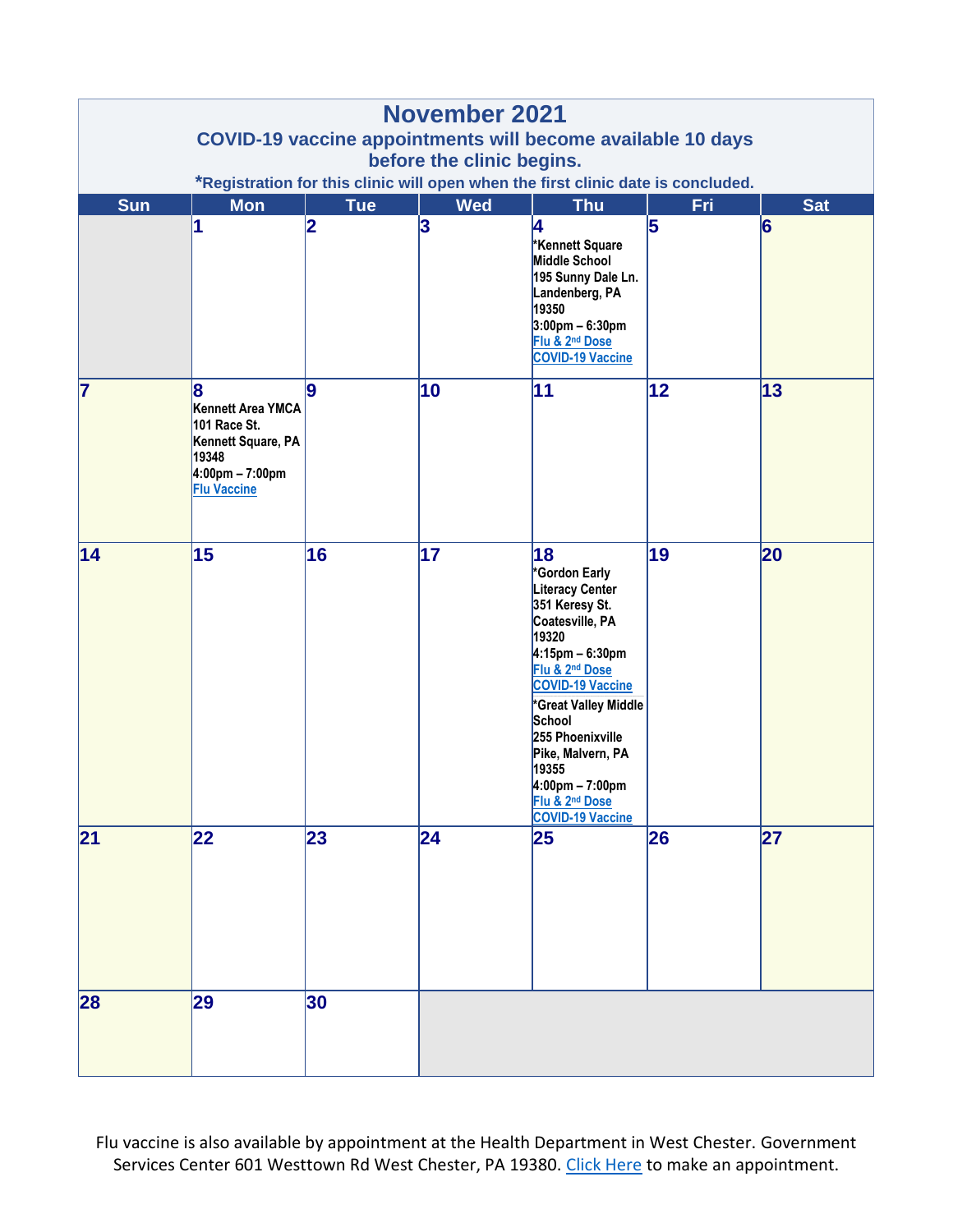# November 2021

## COVID-19 vaccine appointments will become available 10 days before the clinic begins.

***Registration for this clinic will open when the first clinic date is concluded.**

| Sun | Mon | Tue | Wed | Thu | Fri | Sat |
|---|---|---|---|---|---|---|
| | 1 | 2 | 3 | 4<br>*Kennett Square Middle School<br>195 Sunny Dale Ln.<br>Landenberg, PA 19350<br>3:00pm – 6:30pm<br>Flu & 2nd Dose COVID-19 Vaccine | 5 | 6 |
| 7 | 8<br>Kennett Area YMCA<br>101 Race St.<br>Kennett Square, PA 19348<br>4:00pm – 7:00pm<br>Flu Vaccine | 9 | 10 | 11 | 12 | 13 |
| 14 | 15 | 16 | 17 | 18<br>*Gordon Early Literacy Center<br>351 Keresy St.<br>Coatesville, PA 19320<br>4:15pm – 6:30pm<br>Flu & 2nd Dose COVID-19 Vaccine<br>*Great Valley Middle School<br>255 Phoenixville Pike, Malvern, PA 19355<br>4:00pm – 7:00pm<br>Flu & 2nd Dose COVID-19 Vaccine | 19 | 20 |
| 21 | 22 | 23 | 24 | 25 | 26 | 27 |
| 28 | 29 | 30 | | | | |

Flu vaccine is also available by appointment at the Health Department in West Chester. Government Services Center 601 Westtown Rd West Chester, PA 19380. Click Here to make an appointment.